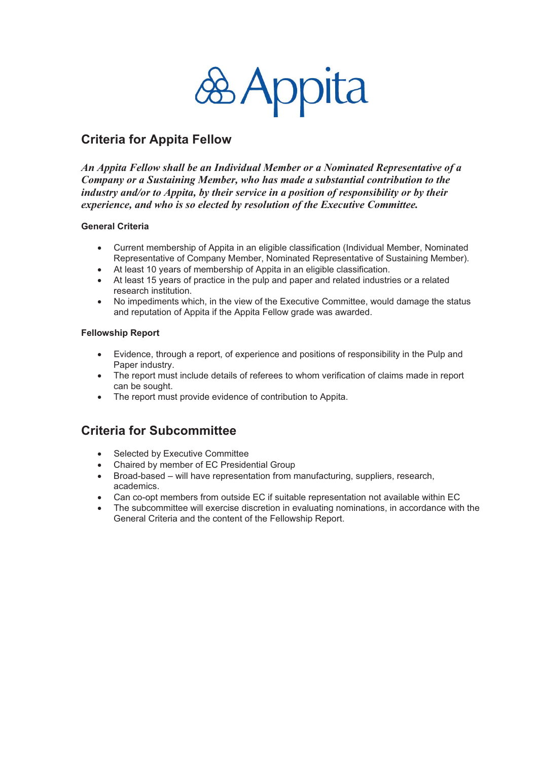Appita

## Criteria for Appita Fellow

***An Appita Fellow shall be an Individual Member or a Nominated Representative of a Company or a Sustaining Member, who has made a substantial contribution to the industry and/or to Appita, by their service in a position of responsibility or by their experience, and who is so elected by resolution of the Executive Committee.***

### General Criteria

- Current membership of Appita in an eligible classification (Individual Member, Nominated Representative of Company Member, Nominated Representative of Sustaining Member).
- At least 10 years of membership of Appita in an eligible classification.
- At least 15 years of practice in the pulp and paper and related industries or a related research institution.
- No impediments which, in the view of the Executive Committee, would damage the status and reputation of Appita if the Appita Fellow grade was awarded.

### Fellowship Report

- Evidence, through a report, of experience and positions of responsibility in the Pulp and Paper industry.
- The report must include details of referees to whom verification of claims made in report can be sought.
- The report must provide evidence of contribution to Appita.

## Criteria for Subcommittee

- Selected by Executive Committee
- Chaired by member of EC Presidential Group
- Broad-based – will have representation from manufacturing, suppliers, research, academics.
- Can co-opt members from outside EC if suitable representation not available within EC
- The subcommittee will exercise discretion in evaluating nominations, in accordance with the General Criteria and the content of the Fellowship Report.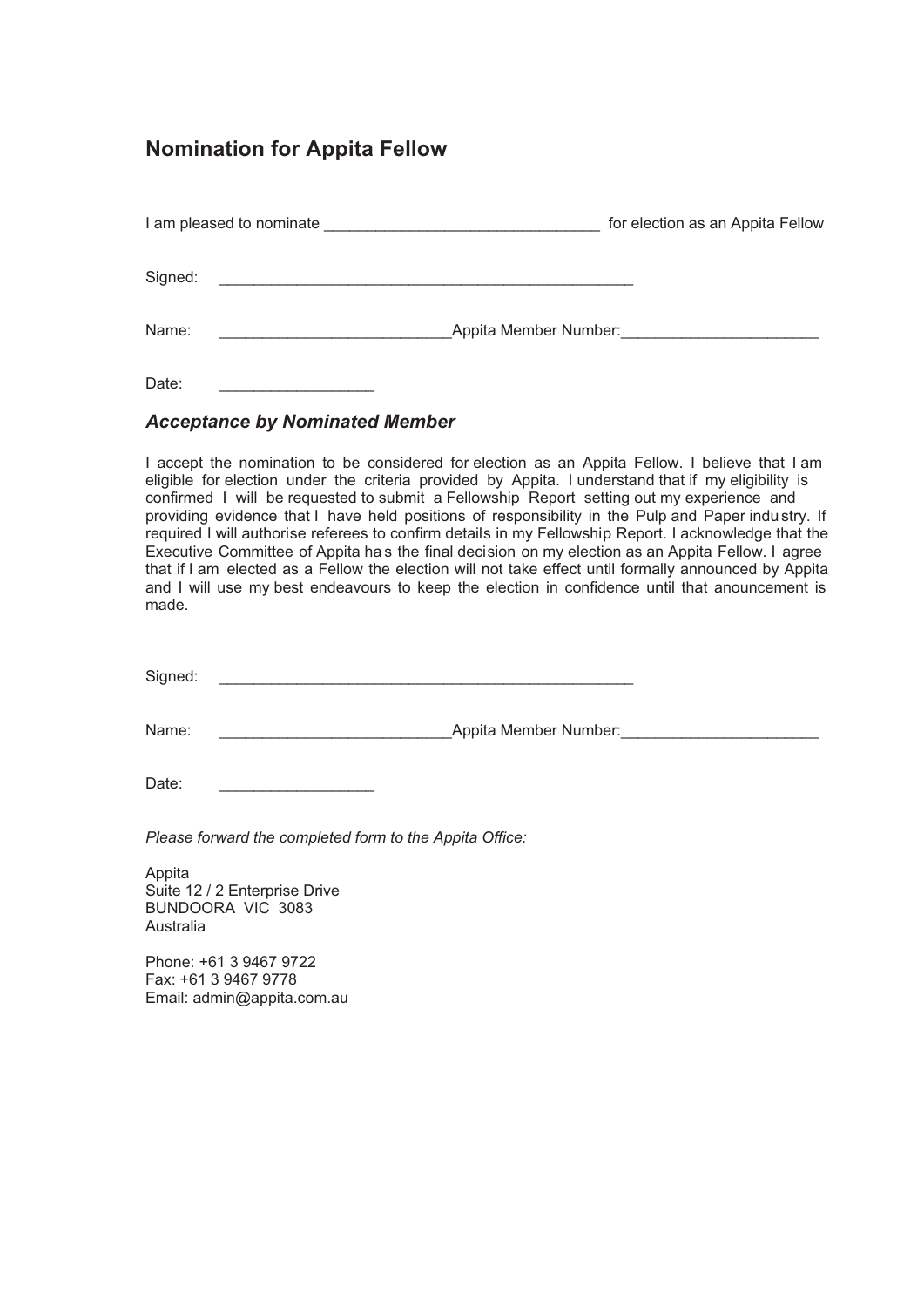# Nomination for Appita Fellow

I am pleased to nominate _______________________________ for election as an Appita Fellow

Signed: _______________________________________________

Name: __________________________Appita Member Number:______________________

Date: _________________

## *Acceptance by Nominated Member*

I accept the nomination to be considered for election as an Appita Fellow. I believe that I am eligible for election under the criteria provided by Appita. I understand that if my eligibility is confirmed I will be requested to submit a Fellowship Report setting out my experience and providing evidence that I have held positions of responsibility in the Pulp and Paper industry. If required I will authorise referees to confirm details in my Fellowship Report. I acknowledge that the Executive Committee of Appita has the final decision on my election as an Appita Fellow. I agree that if I am elected as a Fellow the election will not take effect until formally announced by Appita and I will use my best endeavours to keep the election in confidence until that anouncement is made.

Signed: _______________________________________________

Name: __________________________Appita Member Number:______________________

Date: _________________

*Please forward the completed form to the Appita Office:*

Appita
Suite 12 / 2 Enterprise Drive
BUNDOORA VIC 3083
Australia

Phone: +61 3 9467 9722
Fax: +61 3 9467 9778
Email: admin@appita.com.au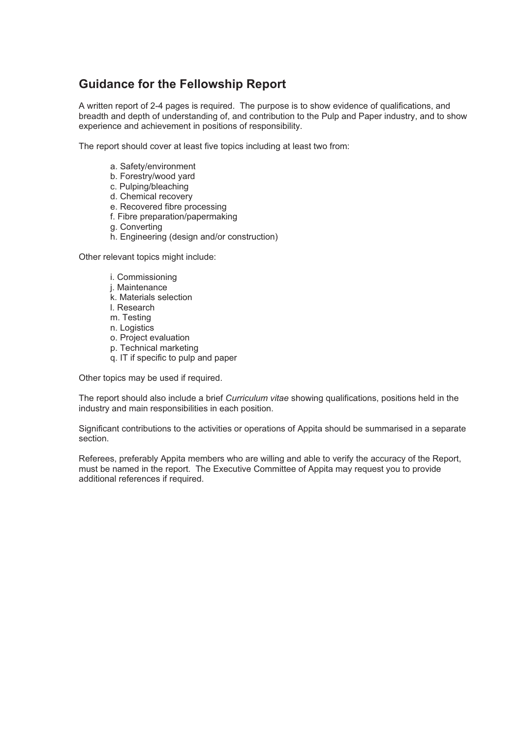## Guidance for the Fellowship Report

A written report of 2-4 pages is required. The purpose is to show evidence of qualifications, and breadth and depth of understanding of, and contribution to the Pulp and Paper industry, and to show experience and achievement in positions of responsibility.

The report should cover at least five topics including at least two from:

- a. Safety/environment
- b. Forestry/wood yard
- c. Pulping/bleaching
- d. Chemical recovery
- e. Recovered fibre processing
- f. Fibre preparation/papermaking
- g. Converting
- h. Engineering (design and/or construction)

Other relevant topics might include:

- i. Commissioning
- j. Maintenance
- k. Materials selection
- l. Research
- m. Testing
- n. Logistics
- o. Project evaluation
- p. Technical marketing
- q. IT if specific to pulp and paper

Other topics may be used if required.

The report should also include a brief *Curriculum vitae* showing qualifications, positions held in the industry and main responsibilities in each position.

Significant contributions to the activities or operations of Appita should be summarised in a separate section.

Referees, preferably Appita members who are willing and able to verify the accuracy of the Report, must be named in the report. The Executive Committee of Appita may request you to provide additional references if required.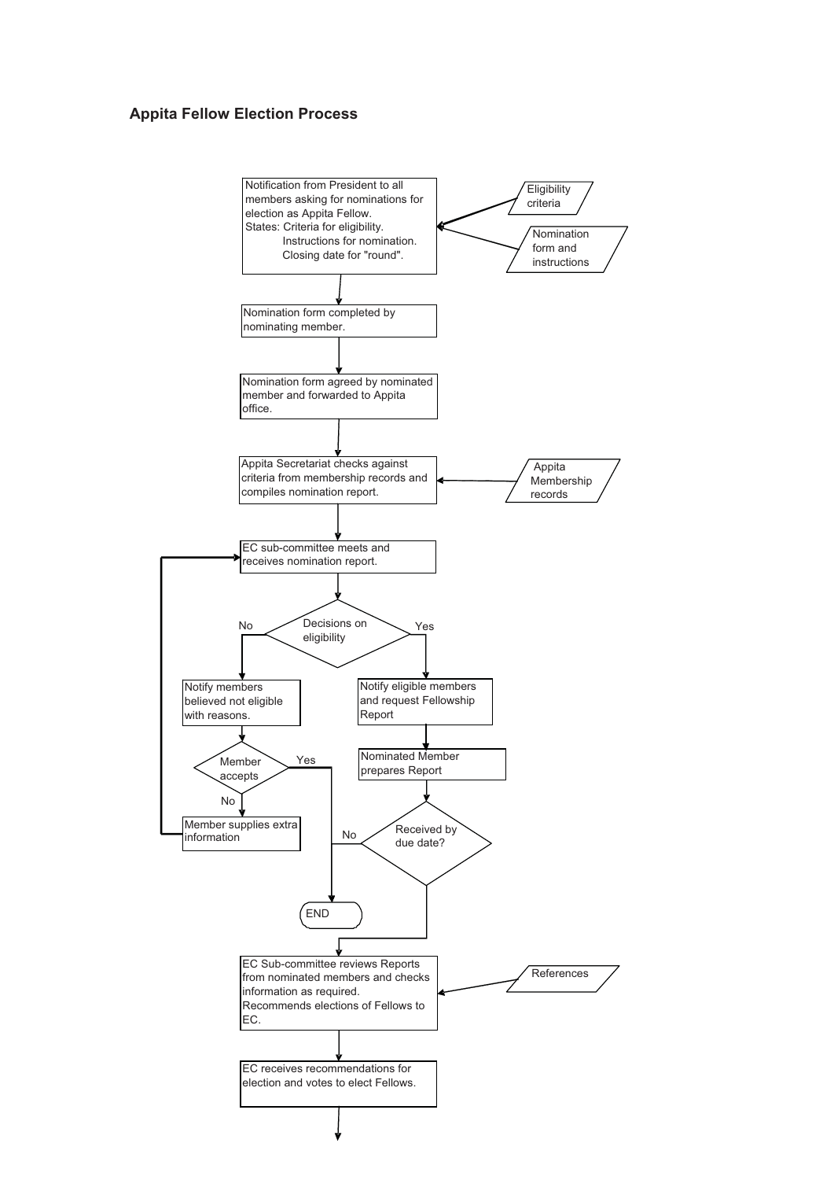## Appita Fellow Election Process

Notification from President to all members asking for nominations for election as Appita Fellow.
States: Criteria for eligibility.
Instructions for nomination.
Closing date for "round".

Eligibility criteria

Nomination form and instructions

Nomination form completed by nominating member.

Nomination form agreed by nominated member and forwarded to Appita office.

Appita Secretariat checks against criteria from membership records and compiles nomination report.

Appita Membership records

EC sub-committee meets and receives nomination report.

Decisions on eligibility

No

Yes

Notify members believed not eligible with reasons.

Notify eligible members and request Fellowship Report

Member accepts

Yes

No

Nominated Member prepares Report

Member supplies extra information

Received by due date?

No

END

EC Sub-committee reviews Reports from nominated members and checks information as required.
Recommends elections of Fellows to EC.

References

EC receives recommendations for election and votes to elect Fellows.